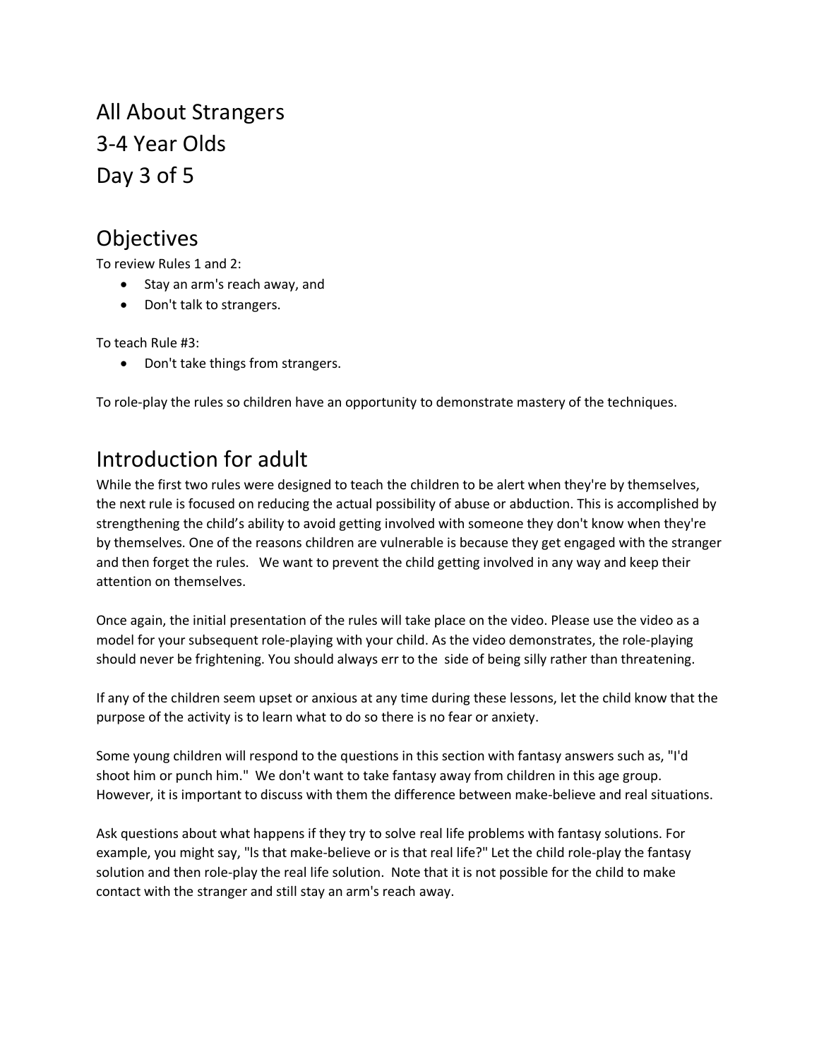# All About Strangers
# 3-4 Year Olds
# Day 3 of 5

## Objectives

To review Rules 1 and 2:

- Stay an arm's reach away, and
- Don't talk to strangers.

To teach Rule #3:

- Don't take things from strangers.

To role-play the rules so children have an opportunity to demonstrate mastery of the techniques.

## Introduction for adult

While the first two rules were designed to teach the children to be alert when they're by themselves, the next rule is focused on reducing the actual possibility of abuse or abduction. This is accomplished by strengthening the child's ability to avoid getting involved with someone they don't know when they're by themselves. One of the reasons children are vulnerable is because they get engaged with the stranger and then forget the rules. We want to prevent the child getting involved in any way and keep their attention on themselves.

Once again, the initial presentation of the rules will take place on the video. Please use the video as a model for your subsequent role-playing with your child. As the video demonstrates, the role-playing should never be frightening. You should always err to the side of being silly rather than threatening.

If any of the children seem upset or anxious at any time during these lessons, let the child know that the purpose of the activity is to learn what to do so there is no fear or anxiety.

Some young children will respond to the questions in this section with fantasy answers such as, "I'd shoot him or punch him." We don't want to take fantasy away from children in this age group. However, it is important to discuss with them the difference between make-believe and real situations.

Ask questions about what happens if they try to solve real life problems with fantasy solutions. For example, you might say, "Is that make-believe or is that real life?" Let the child role-play the fantasy solution and then role-play the real life solution. Note that it is not possible for the child to make contact with the stranger and still stay an arm's reach away.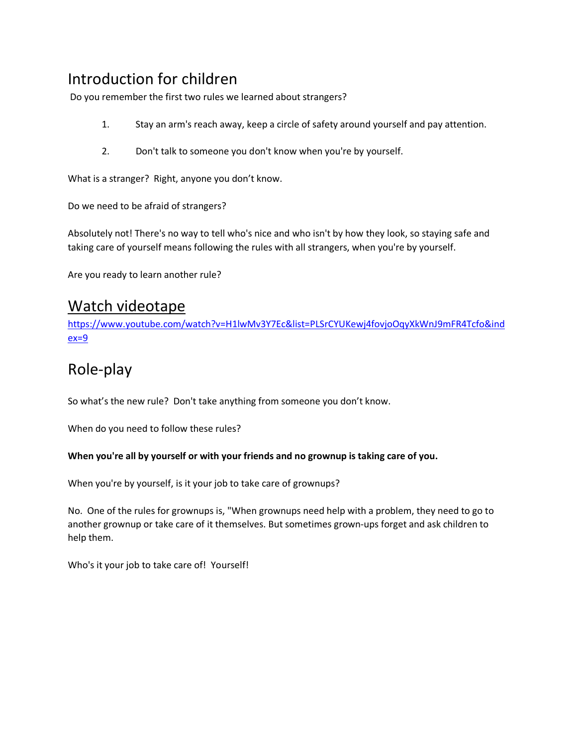## Introduction for children

Do you remember the first two rules we learned about strangers?

1. Stay an arm's reach away, keep a circle of safety around yourself and pay attention.
2. Don't talk to someone you don't know when you're by yourself.

What is a stranger? Right, anyone you don't know.

Do we need to be afraid of strangers?

Absolutely not! There's no way to tell who's nice and who isn't by how they look, so staying safe and taking care of yourself means following the rules with all strangers, when you're by yourself.

Are you ready to learn another rule?

## Watch videotape

https://www.youtube.com/watch?v=H1lwMv3Y7Ec&list=PLSrCYUKewj4fovjoOqyXkWnJ9mFR4Tcfo&index=9

## Role-play

So what's the new rule? Don't take anything from someone you don't know.

When do you need to follow these rules?

**When you're all by yourself or with your friends and no grownup is taking care of you.**

When you're by yourself, is it your job to take care of grownups?

No. One of the rules for grownups is, "When grownups need help with a problem, they need to go to another grownup or take care of it themselves. But sometimes grown-ups forget and ask children to help them.

Who's it your job to take care of! Yourself!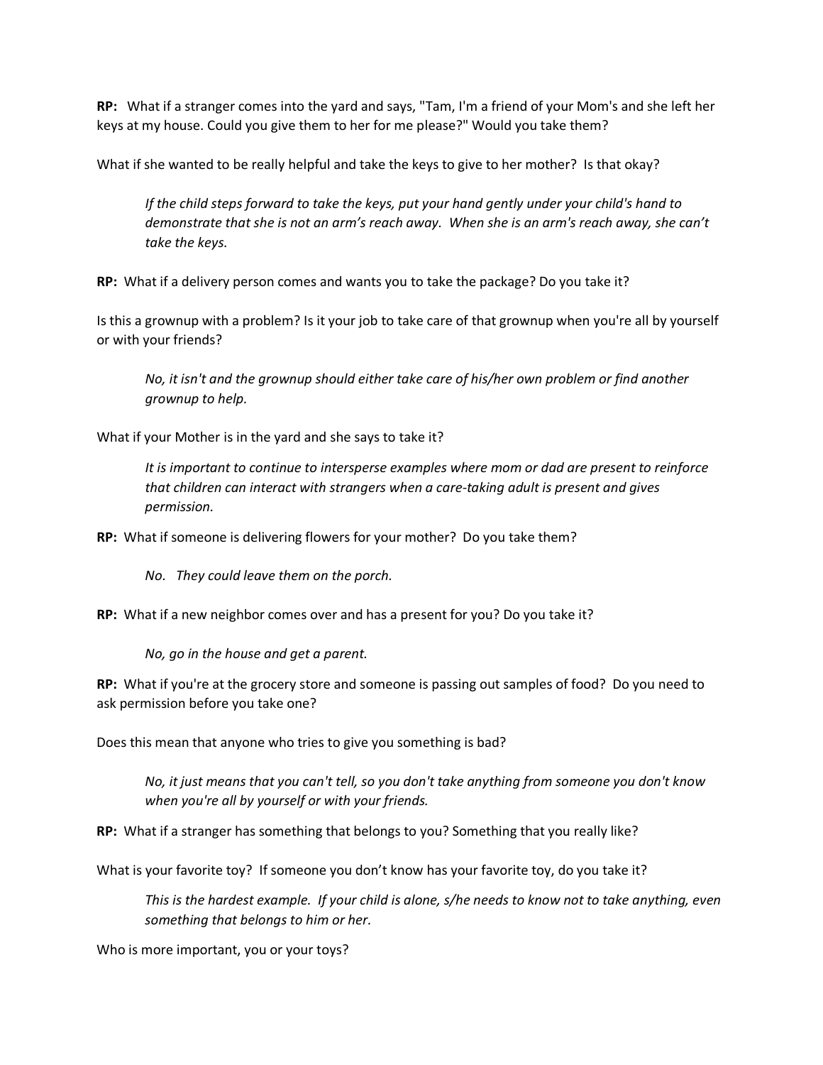**RP:** What if a stranger comes into the yard and says, "Tam, I'm a friend of your Mom's and she left her keys at my house. Could you give them to her for me please?" Would you take them?

What if she wanted to be really helpful and take the keys to give to her mother? Is that okay?

> *If the child steps forward to take the keys, put your hand gently under your child's hand to demonstrate that she is not an arm's reach away. When she is an arm's reach away, she can't take the keys.*

**RP:** What if a delivery person comes and wants you to take the package? Do you take it?

Is this a grownup with a problem? Is it your job to take care of that grownup when you're all by yourself or with your friends?

> *No, it isn't and the grownup should either take care of his/her own problem or find another grownup to help.*

What if your Mother is in the yard and she says to take it?

> *It is important to continue to intersperse examples where mom or dad are present to reinforce that children can interact with strangers when a care-taking adult is present and gives permission.*

**RP:** What if someone is delivering flowers for your mother? Do you take them?

> *No. They could leave them on the porch.*

**RP:** What if a new neighbor comes over and has a present for you? Do you take it?

> *No, go in the house and get a parent.*

**RP:** What if you're at the grocery store and someone is passing out samples of food? Do you need to ask permission before you take one?

Does this mean that anyone who tries to give you something is bad?

> *No, it just means that you can't tell, so you don't take anything from someone you don't know when you're all by yourself or with your friends.*

**RP:** What if a stranger has something that belongs to you? Something that you really like?

What is your favorite toy? If someone you don't know has your favorite toy, do you take it?

> *This is the hardest example. If your child is alone, s/he needs to know not to take anything, even something that belongs to him or her.*

Who is more important, you or your toys?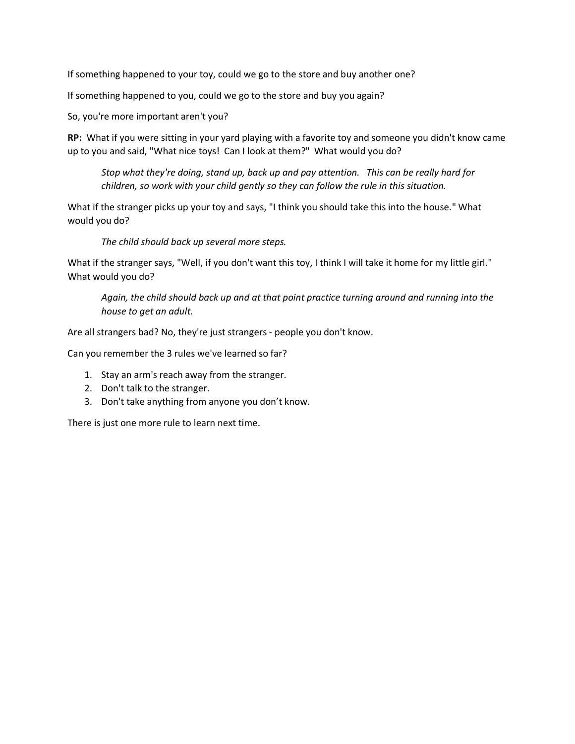If something happened to your toy, could we go to the store and buy another one?

If something happened to you, could we go to the store and buy you again?

So, you're more important aren't you?

**RP:** What if you were sitting in your yard playing with a favorite toy and someone you didn't know came up to you and said, "What nice toys! Can I look at them?" What would you do?

> *Stop what they're doing, stand up, back up and pay attention. This can be really hard for children, so work with your child gently so they can follow the rule in this situation.*

What if the stranger picks up your toy and says, "I think you should take this into the house." What would you do?

> *The child should back up several more steps.*

What if the stranger says, "Well, if you don't want this toy, I think I will take it home for my little girl." What would you do?

> *Again, the child should back up and at that point practice turning around and running into the house to get an adult.*

Are all strangers bad? No, they're just strangers - people you don't know.

Can you remember the 3 rules we've learned so far?

1. Stay an arm's reach away from the stranger.
2. Don't talk to the stranger.
3. Don't take anything from anyone you don't know.

There is just one more rule to learn next time.